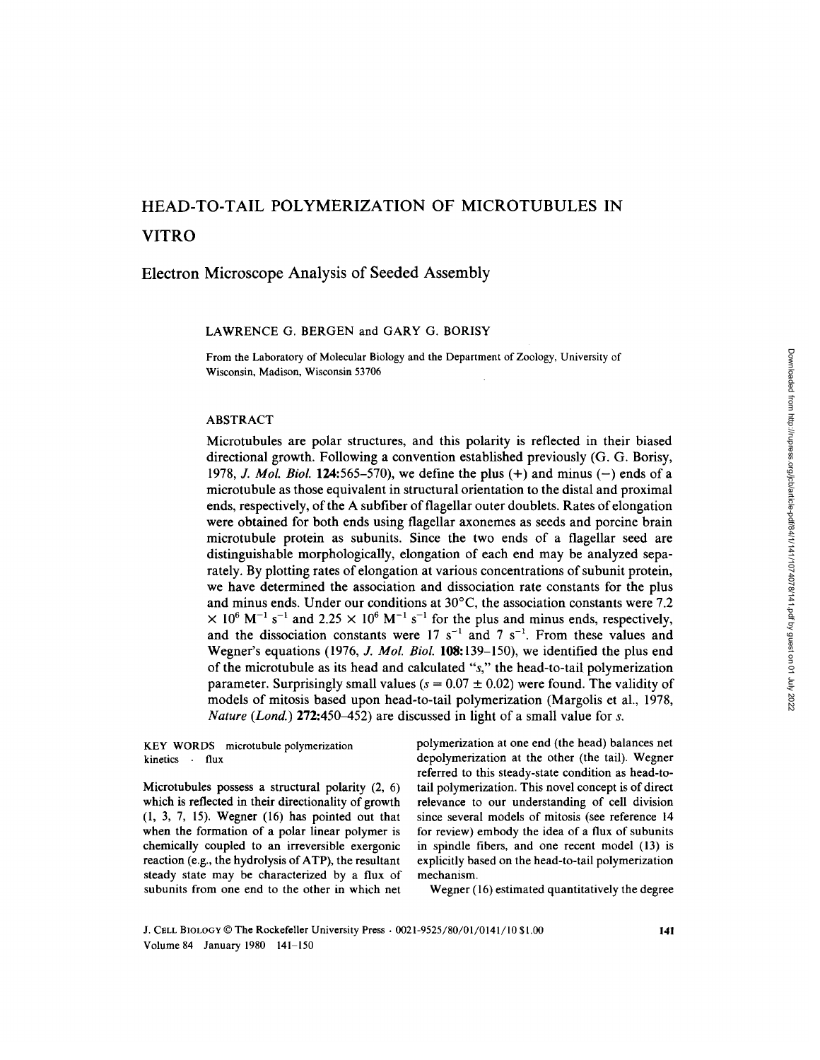# HEAD-TO-TAIL POLYMERIZATION OF MICROTUBULES IN VITRO

## Electron Microscope Analysis of Seeded Assembly

LAWRENCE G. BERGEN and GARY G. BORISY

From the Laboratory of Molecular Biology and the Department of Zoology, University of Wisconsin, Madison, Wisconsin 53706

### ABSTRACT

Microtubules are polar structures, and this polarity is reflected in their biased directional growth. Following a convention established previously (G. G. Borisy, 1978, *J. Mol. Biol.* **124**:565–570), we define the plus (+) and minus (−) ends of a microtubule as those equivalent in structural orientation to the distal and proximal ends, respectively, of the A subfiber of flagellar outer doublets. Rates of elongation were obtained for both ends using flagellar axonemes as seeds and porcine brain microtubule protein as subunits. Since the two ends of a flagellar seed are distinguishable morphologically, elongation of each end may be analyzed separately. By plotting rates of elongation at various concentrations of subunit protein, we have determined the association and dissociation rate constants for the plus and minus ends. Under our conditions at 30°C, the association constants were $7.2 \times 10^6$ $M^{-1}$ $s^{-1}$ and $2.25 \times 10^6$ $M^{-1}$ $s^{-1}$ for the plus and minus ends, respectively, and the dissociation constants were 17 $s^{-1}$ and 7 $s^{-1}$. From these values and Wegner's equations (1976, *J. Mol. Biol.* **108**:139–150), we identified the plus end of the microtubule as its head and calculated "*s*," the head-to-tail polymerization parameter. Surprisingly small values ($s = 0.07 \pm 0.02$) were found. The validity of models of mitosis based upon head-to-tail polymerization (Margolis et al., 1978, *Nature (Lond.)* **272**:450–452) are discussed in light of a small value for *s*.

KEY WORDS microtubule polymerization kinetics · flux

Microtubules possess a structural polarity (2, 6) which is reflected in their directionality of growth (1, 3, 7, 15). Wegner (16) has pointed out that when the formation of a polar linear polymer is chemically coupled to an irreversible exergonic reaction (e.g., the hydrolysis of ATP), the resultant steady state may be characterized by a flux of subunits from one end to the other in which net polymerization at one end (the head) balances net depolymerization at the other (the tail). Wegner referred to this steady-state condition as head-to-tail polymerization. This novel concept is of direct relevance to our understanding of cell division since several models of mitosis (see reference 14 for review) embody the idea of a flux of subunits in spindle fibers, and one recent model (13) is explicitly based on the head-to-tail polymerization mechanism.

Wegner (16) estimated quantitatively the degree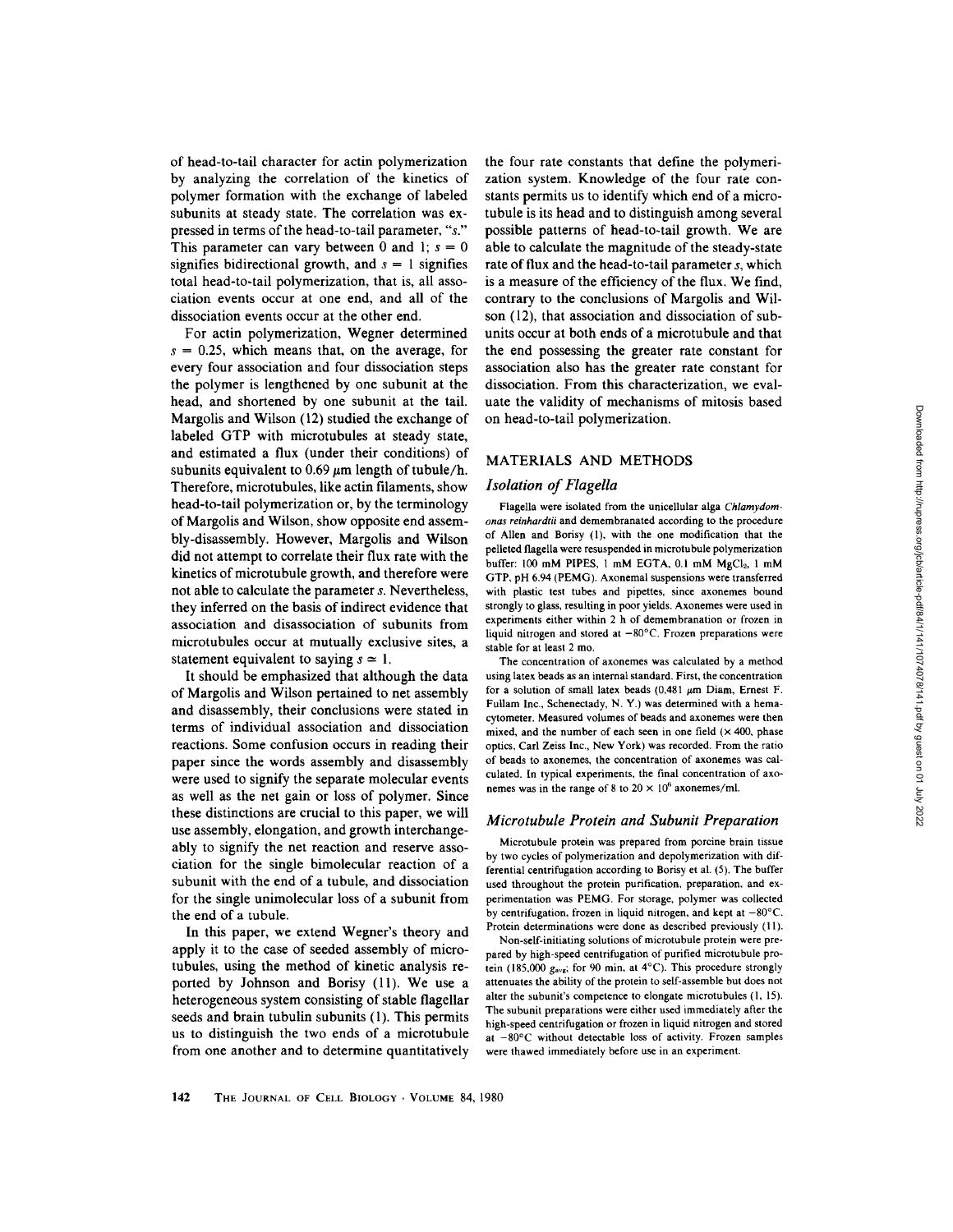of head-to-tail character for actin polymerization by analyzing the correlation of the kinetics of polymer formation with the exchange of labeled subunits at steady state. The correlation was expressed in terms of the head-to-tail parameter, "$s$." This parameter can vary between 0 and 1; $s = 0$ signifies bidirectional growth, and $s = 1$ signifies total head-to-tail polymerization, that is, all association events occur at one end, and all of the dissociation events occur at the other end.

For actin polymerization, Wegner determined $s = 0.25$, which means that, on the average, for every four association and four dissociation steps the polymer is lengthened by one subunit at the head, and shortened by one subunit at the tail. Margolis and Wilson (12) studied the exchange of labeled GTP with microtubules at steady state, and estimated a flux (under their conditions) of subunits equivalent to 0.69 μm length of tubule/h. Therefore, microtubules, like actin filaments, show head-to-tail polymerization or, by the terminology of Margolis and Wilson, show opposite end assembly-disassembly. However, Margolis and Wilson did not attempt to correlate their flux rate with the kinetics of microtubule growth, and therefore were not able to calculate the parameter $s$. Nevertheless, they inferred on the basis of indirect evidence that association and disassociation of subunits from microtubules occur at mutually exclusive sites, a statement equivalent to saying $s \simeq 1$.

It should be emphasized that although the data of Margolis and Wilson pertained to net assembly and disassembly, their conclusions were stated in terms of individual association and dissociation reactions. Some confusion occurs in reading their paper since the words assembly and disassembly were used to signify the separate molecular events as well as the net gain or loss of polymer. Since these distinctions are crucial to this paper, we will use assembly, elongation, and growth interchangeably to signify the net reaction and reserve association for the single bimolecular reaction of a subunit with the end of a tubule, and dissociation for the single unimolecular loss of a subunit from the end of a tubule.

In this paper, we extend Wegner's theory and apply it to the case of seeded assembly of microtubules, using the method of kinetic analysis reported by Johnson and Borisy (11). We use a heterogeneous system consisting of stable flagellar seeds and brain tubulin subunits (1). This permits us to distinguish the two ends of a microtubule from one another and to determine quantitatively the four rate constants that define the polymerization system. Knowledge of the four rate constants permits us to identify which end of a microtubule is its head and to distinguish among several possible patterns of head-to-tail growth. We are able to calculate the magnitude of the steady-state rate of flux and the head-to-tail parameter $s$, which is a measure of the efficiency of the flux. We find, contrary to the conclusions of Margolis and Wilson (12), that association and dissociation of subunits occur at both ends of a microtubule and that the end possessing the greater rate constant for association also has the greater rate constant for dissociation. From this characterization, we evaluate the validity of mechanisms of mitosis based on head-to-tail polymerization.

## MATERIALS AND METHODS

### *Isolation of Flagella*

Flagella were isolated from the unicellular alga *Chlamydomonas reinhardtii* and demembranated according to the procedure of Allen and Borisy (1), with the one modification that the pelleted flagella were resuspended in microtubule polymerization buffer: 100 mM PIPES, 1 mM EGTA, 0.1 mM $MgCl_2$, 1 mM GTP, pH 6.94 (PEMG). Axonemal suspensions were transferred with plastic test tubes and pipettes, since axonemes bound strongly to glass, resulting in poor yields. Axonemes were used in experiments either within 2 h of demembranation or frozen in liquid nitrogen and stored at −80°C. Frozen preparations were stable for at least 2 mo.

The concentration of axonemes was calculated by a method using latex beads as an internal standard. First, the concentration for a solution of small latex beads (0.481 μm Diam, Ernest F. Fullam Inc., Schenectady, N. Y.) was determined with a hemacytometer. Measured volumes of beads and axonemes were then mixed, and the number of each seen in one field (× 400, phase optics, Carl Zeiss Inc., New York) was recorded. From the ratio of beads to axonemes, the concentration of axonemes was calculated. In typical experiments, the final concentration of axonemes was in the range of 8 to $20 \times 10^6$ axonemes/ml.

### *Microtubule Protein and Subunit Preparation*

Microtubule protein was prepared from porcine brain tissue by two cycles of polymerization and depolymerization with differential centrifugation according to Borisy et al. (5). The buffer used throughout the protein purification, preparation, and experimentation was PEMG. For storage, polymer was collected by centrifugation, frozen in liquid nitrogen, and kept at −80°C. Protein determinations were done as described previously (11).

Non-self-initiating solutions of microtubule protein were prepared by high-speed centrifugation of purified microtubule protein (185,000 $g_{avg}$, for 90 min, at 4°C). This procedure strongly attenuates the ability of the protein to self-assemble but does not alter the subunit's competence to elongate microtubules (1, 15). The subunit preparations were either used immediately after the high-speed centrifugation or frozen in liquid nitrogen and stored at −80°C without detectable loss of activity. Frozen samples were thawed immediately before use in an experiment.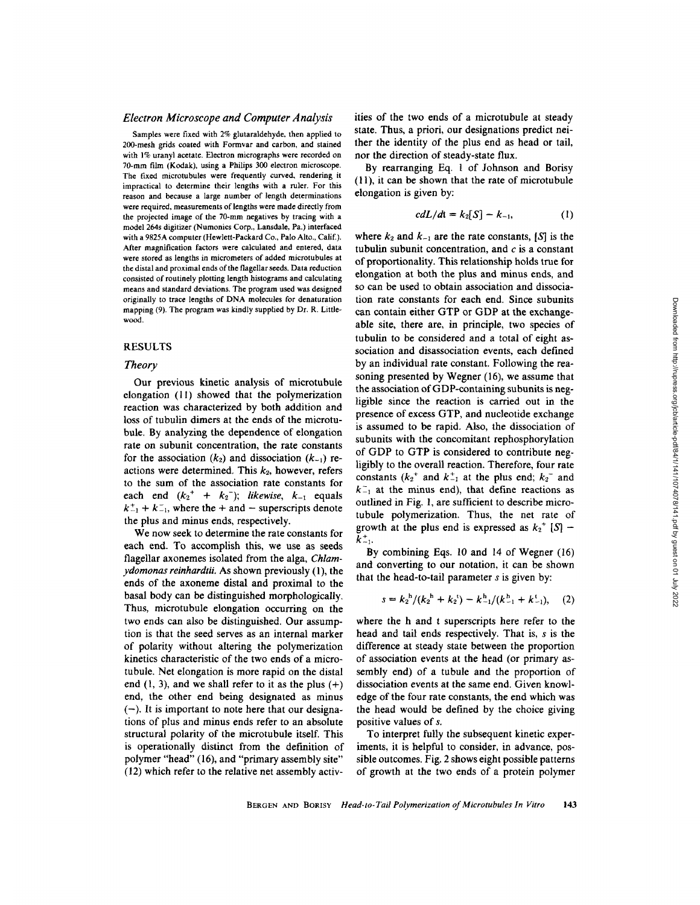### Electron Microscope and Computer Analysis

Samples were fixed with 2% glutaraldehyde, then applied to 200-mesh grids coated with Formvar and carbon, and stained with 1% uranyl acetate. Electron micrographs were recorded on 70-mm film (Kodak), using a Philips 300 electron microscope. The fixed microtubules were frequently curved, rendering it impractical to determine their lengths with a ruler. For this reason and because a large number of length determinations were required, measurements of lengths were made directly from the projected image of the 70-mm negatives by tracing with a model 264s digitizer (Numonics Corp., Lansdale, Pa.) interfaced with a 9825A computer (Hewlett-Packard Co., Palo Alto., Calif.). After magnification factors were calculated and entered, data were stored as lengths in micrometers of added microtubules at the distal and proximal ends of the flagellar seeds. Data reduction consisted of routinely plotting length histograms and calculating means and standard deviations. The program used was designed originally to trace lengths of DNA molecules for denaturation mapping (9). The program was kindly supplied by Dr. R. Littlewood.

## RESULTS

### Theory

Our previous kinetic analysis of microtubule elongation (11) showed that the polymerization reaction was characterized by both addition and loss of tubulin dimers at the ends of the microtubule. By analyzing the dependence of elongation rate on subunit concentration, the rate constants for the association ($k_2$) and dissociation ($k_{-1}$) reactions were determined. This $k_2$, however, refers to the sum of the association rate constants for each end ($k_2^+ + k_2^-$); *likewise*, $k_{-1}$ equals $k_{-1}^+ + k_{-1}^-$, where the + and − superscripts denote the plus and minus ends, respectively.

We now seek to determine the rate constants for each end. To accomplish this, we use as seeds flagellar axonemes isolated from the alga, *Chlamydomonas reinhardtii*. As shown previously (1), the ends of the axoneme distal and proximal to the basal body can be distinguished morphologically. Thus, microtubule elongation occurring on the two ends can also be distinguished. Our assumption is that the seed serves as an internal marker of polarity without altering the polymerization kinetics characteristic of the two ends of a microtubule. Net elongation is more rapid on the distal end (1, 3), and we shall refer to it as the plus (+) end, the other end being designated as minus (−). It is important to note here that our designations of plus and minus ends refer to an absolute structural polarity of the microtubule itself. This is operationally distinct from the definition of polymer "head" (16), and "primary assembly site" (12) which refer to the relative net assembly activities of the two ends of a microtubule at steady state. Thus, a priori, our designations predict neither the identity of the plus end as head or tail, nor the direction of steady-state flux.

By rearranging Eq. 1 of Johnson and Borisy (11), it can be shown that the rate of microtubule elongation is given by:

$$cdL/dt = k_2[S] - k_{-1}, \quad (1)$$

where $k_2$ and $k_{-1}$ are the rate constants, $[S]$ is the tubulin subunit concentration, and $c$ is a constant of proportionality. This relationship holds true for elongation at both the plus and minus ends, and so can be used to obtain association and dissociation rate constants for each end. Since subunits can contain either GTP or GDP at the exchangeable site, there are, in principle, two species of tubulin to be considered and a total of eight association and disassociation events, each defined by an individual rate constant. Following the reasoning presented by Wegner (16), we assume that the association of GDP-containing subunits is negligible since the reaction is carried out in the presence of excess GTP, and nucleotide exchange is assumed to be rapid. Also, the dissociation of subunits with the concomitant rephosphorylation of GDP to GTP is considered to contribute negligibly to the overall reaction. Therefore, four rate constants ($k_2^+$ and $k_{-1}^+$ at the plus end; $k_2^-$ and $k_{-1}^-$ at the minus end), that define reactions as outlined in Fig. 1, are sufficient to describe microtubule polymerization. Thus, the net rate of growth at the plus end is expressed as $k_2^+[S] - k_{-1}^+$.

By combining Eqs. 10 and 14 of Wegner (16) and converting to our notation, it can be shown that the head-to-tail parameter $s$ is given by:

$$s = k_2^h/(k_2^h + k_2^t) - k_{-1}^h/(k_{-1}^h + k_{-1}^t), \quad (2)$$

where the h and t superscripts here refer to the head and tail ends respectively. That is, $s$ is the difference at steady state between the proportion of association events at the head (or primary assembly end) of a tubule and the proportion of dissociation events at the same end. Given knowledge of the four rate constants, the end which was the head would be defined by the choice giving positive values of $s$.

To interpret fully the subsequent kinetic experiments, it is helpful to consider, in advance, possible outcomes. Fig. 2 shows eight possible patterns of growth at the two ends of a protein polymer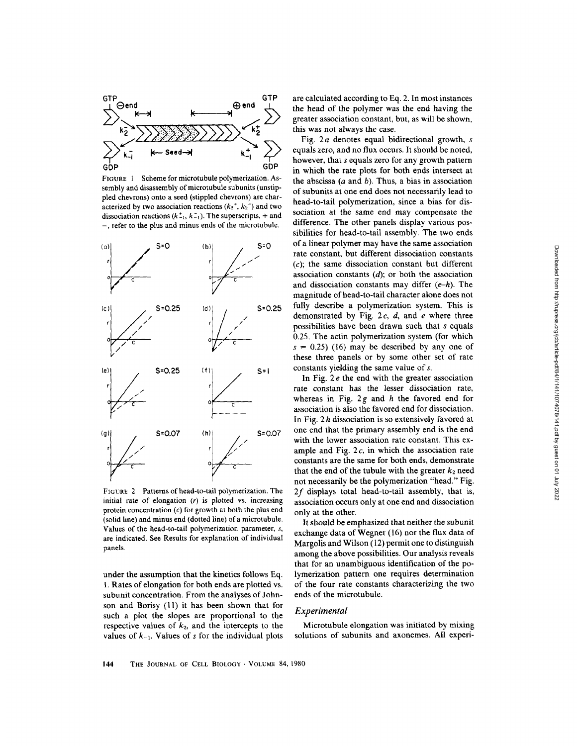FIGURE 1 Scheme for microtubule polymerization. Assembly and disassembly of microtubule subunits (unstippled chevrons) onto a seed (stippled chevrons) are characterized by two association reactions ($k_2^+$, $k_2^-$) and two dissociation reactions ($k_{-1}^+$, $k_{-1}^-$). The superscripts, + and −, refer to the plus and minus ends of the microtubule.

FIGURE 2 Patterns of head-to-tail polymerization. The initial rate of elongation ($r$) is plotted vs. increasing protein concentration ($c$) for growth at both the plus end (solid line) and minus end (dotted line) of a microtubule. Values of the head-to-tail polymerization parameter, $s$, are indicated. See Results for explanation of individual panels.

under the assumption that the kinetics follows Eq. 1. Rates of elongation for both ends are plotted vs. subunit concentration. From the analyses of Johnson and Borisy (11) it has been shown that for such a plot the slopes are proportional to the respective values of $k_2$, and the intercepts to the values of $k_{-1}$. Values of $s$ for the individual plots are calculated according to Eq. 2. In most instances the head of the polymer was the end having the greater association constant, but, as will be shown, this was not always the case.

Fig. 2*a* denotes equal bidirectional growth, $s$ equals zero, and no flux occurs. It should be noted, however, that $s$ equals zero for any growth pattern in which the rate plots for both ends intersect at the abscissa (*a* and *b*). Thus, a bias in association of subunits at one end does not necessarily lead to head-to-tail polymerization, since a bias for dissociation at the same end may compensate the difference. The other panels display various possibilities for head-to-tail assembly. The two ends of a linear polymer may have the same association rate constant, but different dissociation constants (*c*); the same dissociation constant but different association constants (*d*); or both the association and dissociation constants may differ (*e–h*). The magnitude of head-to-tail character alone does not fully describe a polymerization system. This is demonstrated by Fig. 2*c*, *d*, and *e* where three possibilities have been drawn such that $s$ equals 0.25. The actin polymerization system (for which $s = 0.25$) (16) may be described by any one of these three panels or by some other set of rate constants yielding the same value of $s$.

In Fig. 2*e* the end with the greater association rate constant has the lesser dissociation rate, whereas in Fig. 2*g* and *h* the favored end for association is also the favored end for dissociation. In Fig. 2*h* dissociation is so extensively favored at one end that the primary assembly end is the end with the lower association rate constant. This example and Fig. 2*c*, in which the association rate constants are the same for both ends, demonstrate that the end of the tubule with the greater $k_2$ need not necessarily be the polymerization "head." Fig. 2*f* displays total head-to-tail assembly, that is, association occurs only at one end and dissociation only at the other.

It should be emphasized that neither the subunit exchange data of Wegner (16) nor the flux data of Margolis and Wilson (12) permit one to distinguish among the above possibilities. Our analysis reveals that for an unambiguous identification of the polymerization pattern one requires determination of the four rate constants characterizing the two ends of the microtubule.

### *Experimental*

Microtubule elongation was initiated by mixing solutions of subunits and axonemes. All experi-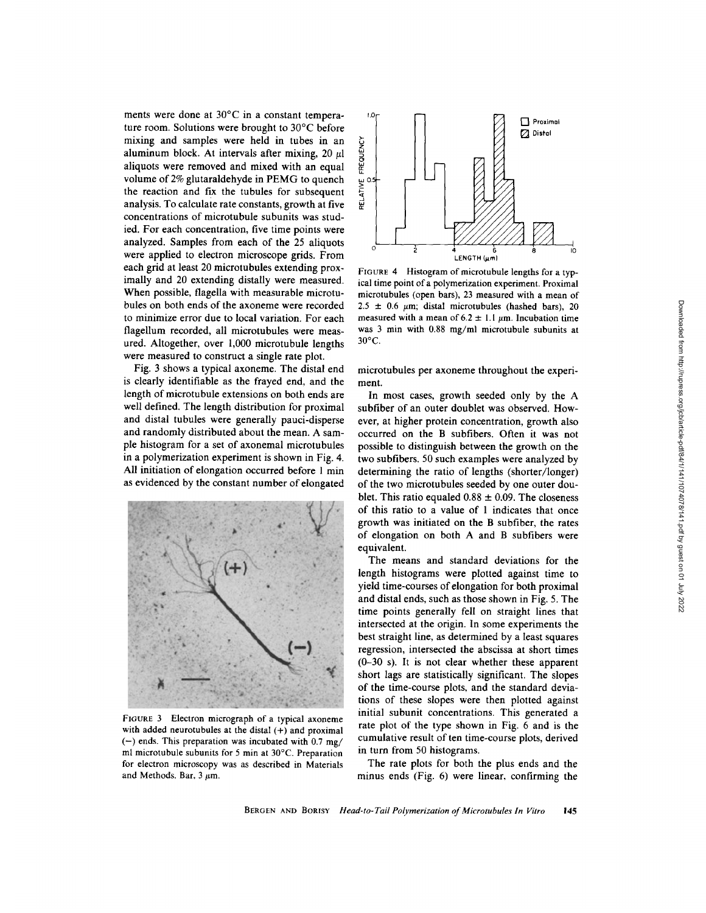ments were done at 30°C in a constant temperature room. Solutions were brought to 30°C before mixing and samples were held in tubes in an aluminum block. At intervals after mixing, 20 μl aliquots were removed and mixed with an equal volume of 2% glutaraldehyde in PEMG to quench the reaction and fix the tubules for subsequent analysis. To calculate rate constants, growth at five concentrations of microtubule subunits was studied. For each concentration, five time points were analyzed. Samples from each of the 25 aliquots were applied to electron microscope grids. From each grid at least 20 microtubules extending proximally and 20 extending distally were measured. When possible, flagella with measurable microtubules on both ends of the axoneme were recorded to minimize error due to local variation. For each flagellum recorded, all microtubules were measured. Altogether, over 1,000 microtubule lengths were measured to construct a single rate plot.

Fig. 3 shows a typical axoneme. The distal end is clearly identifiable as the frayed end, and the length of microtubule extensions on both ends are well defined. The length distribution for proximal and distal tubules were generally pauci-disperse and randomly distributed about the mean. A sample histogram for a set of axonemal microtubules in a polymerization experiment is shown in Fig. 4. All initiation of elongation occurred before 1 min as evidenced by the constant number of elongated microtubules per axoneme throughout the experiment.

FIGURE 3 Electron micrograph of a typical axoneme with added neurotubules at the distal (+) and proximal (−) ends. This preparation was incubated with 0.7 mg/ml microtubule subunits for 5 min at 30°C. Preparation for electron microscopy was as described in Materials and Methods. Bar, 3 μm.

FIGURE 4 Histogram of microtubule lengths for a typical time point of a polymerization experiment. Proximal microtubules (open bars), 23 measured with a mean of 2.5 ± 0.6 μm; distal microtubules (hashed bars), 20 measured with a mean of 6.2 ± 1.1 μm. Incubation time was 3 min with 0.88 mg/ml microtubule subunits at 30°C.

In most cases, growth seeded only by the A subfiber of an outer doublet was observed. However, at higher protein concentration, growth also occurred on the B subfibers. Often it was not possible to distinguish between the growth on the two subfibers. 50 such examples were analyzed by determining the ratio of lengths (shorter/longer) of the two microtubules seeded by one outer doublet. This ratio equaled 0.88 ± 0.09. The closeness of this ratio to a value of 1 indicates that once growth was initiated on the B subfiber, the rates of elongation on both A and B subfibers were equivalent.

The means and standard deviations for the length histograms were plotted against time to yield time-courses of elongation for both proximal and distal ends, such as those shown in Fig. 5. The time points generally fell on straight lines that intersected at the origin. In some experiments the best straight line, as determined by a least squares regression, intersected the abscissa at short times (0–30 s). It is not clear whether these apparent short lags are statistically significant. The slopes of the time-course plots, and the standard deviations of these slopes were then plotted against initial subunit concentrations. This generated a rate plot of the type shown in Fig. 6 and is the cumulative result of ten time-course plots, derived in turn from 50 histograms.

The rate plots for both the plus ends and the minus ends (Fig. 6) were linear, confirming the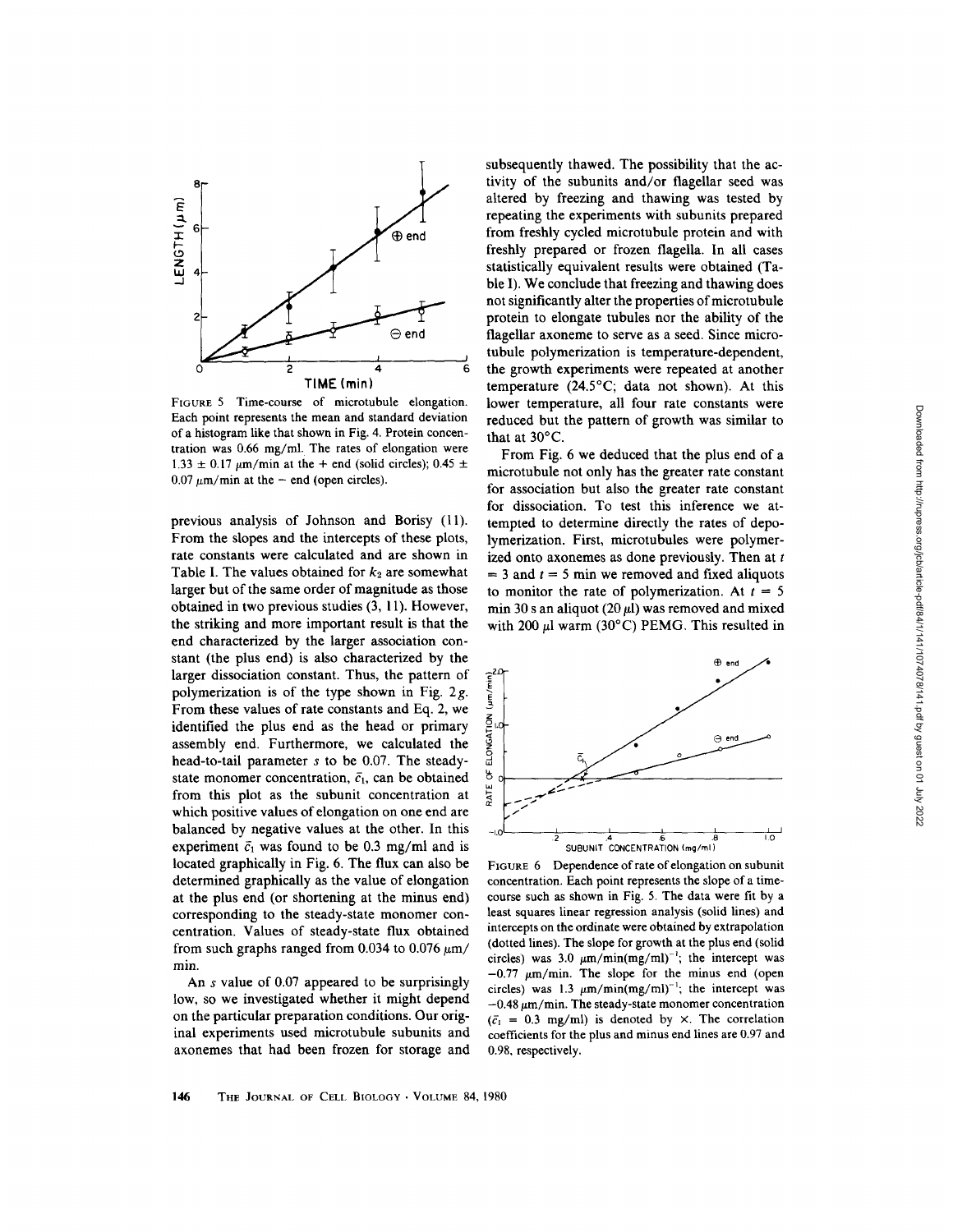FIGURE 5 Time-course of microtubule elongation. Each point represents the mean and standard deviation of a histogram like that shown in Fig. 4. Protein concentration was 0.66 mg/ml. The rates of elongation were $1.33 \pm 0.17$ μm/min at the + end (solid circles); $0.45 \pm 0.07$ μm/min at the − end (open circles).

previous analysis of Johnson and Borisy (11). From the slopes and the intercepts of these plots, rate constants were calculated and are shown in Table I. The values obtained for $k_2$ are somewhat larger but of the same order of magnitude as those obtained in two previous studies (3, 11). However, the striking and more important result is that the end characterized by the larger association constant (the plus end) is also characterized by the larger dissociation constant. Thus, the pattern of polymerization is of the type shown in Fig. 2*g*. From these values of rate constants and Eq. 2, we identified the plus end as the head or primary assembly end. Furthermore, we calculated the head-to-tail parameter $s$ to be 0.07. The steady-state monomer concentration, $\bar{c}_1$, can be obtained from this plot as the subunit concentration at which positive values of elongation on one end are balanced by negative values at the other. In this experiment $\bar{c}_1$ was found to be 0.3 mg/ml and is located graphically in Fig. 6. The flux can also be determined graphically as the value of elongation at the plus end (or shortening at the minus end) corresponding to the steady-state monomer concentration. Values of steady-state flux obtained from such graphs ranged from 0.034 to 0.076 μm/min.

An $s$ value of 0.07 appeared to be surprisingly low, so we investigated whether it might depend on the particular preparation conditions. Our original experiments used microtubule subunits and axonemes that had been frozen for storage and subsequently thawed. The possibility that the activity of the subunits and/or flagellar seed was altered by freezing and thawing was tested by repeating the experiments with subunits prepared from freshly cycled microtubule protein and with freshly prepared or frozen flagella. In all cases statistically equivalent results were obtained (Table I). We conclude that freezing and thawing does not significantly alter the properties of microtubule protein to elongate tubules nor the ability of the flagellar axoneme to serve as a seed. Since microtubule polymerization is temperature-dependent, the growth experiments were repeated at another temperature (24.5°C; data not shown). At this lower temperature, all four rate constants were reduced but the pattern of growth was similar to that at 30°C.

From Fig. 6 we deduced that the plus end of a microtubule not only has the greater rate constant for association but also the greater rate constant for dissociation. To test this inference we attempted to determine directly the rates of depolymerization. First, microtubules were polymerized onto axonemes as done previously. Then at $t = 3$ and $t = 5$ min we removed and fixed aliquots to monitor the rate of polymerization. At $t = 5$ min 30 s an aliquot (20 μl) was removed and mixed with 200 μl warm (30°C) PEMG. This resulted in

FIGURE 6 Dependence of rate of elongation on subunit concentration. Each point represents the slope of a time-course such as shown in Fig. 5. The data were fit by a least squares linear regression analysis (solid lines) and intercepts on the ordinate were obtained by extrapolation (dotted lines). The slope for growth at the plus end (solid circles) was 3.0 μm/min(mg/ml)$^{-1}$; the intercept was −0.77 μm/min. The slope for the minus end (open circles) was 1.3 μm/min(mg/ml)$^{-1}$; the intercept was −0.48 μm/min. The steady-state monomer concentration ($\bar{c}_1$ = 0.3 mg/ml) is denoted by ×. The correlation coefficients for the plus and minus end lines are 0.97 and 0.98, respectively.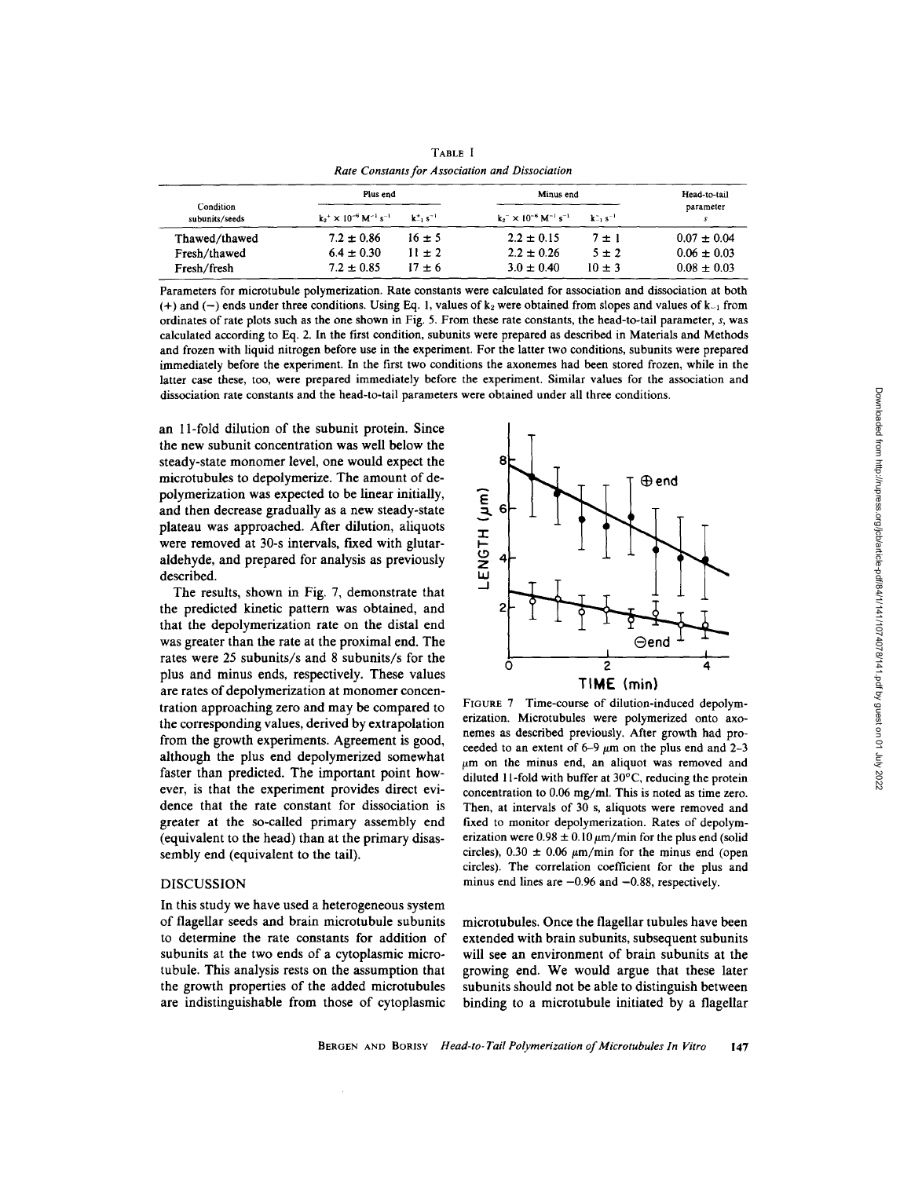TABLE I

*Rate Constants for Association and Dissociation*

| Condition subunits/seeds | Plus end | | Minus end | | Head-to-tail parameter $s$ |
|---|---|---|---|---|---|
| | $k_2^+ \times 10^{-6}\ M^{-1}\ s^{-1}$ | $k_{-1}^+\ s^{-1}$ | $k_2^- \times 10^{-6}\ M^{-1}\ s^{-1}$ | $k_{-1}^-\ s^{-1}$ | |
| Thawed/thawed | 7.2 ± 0.86 | 16 ± 5 | 2.2 ± 0.15 | 7 ± 1 | 0.07 ± 0.04 |
| Fresh/thawed | 6.4 ± 0.30 | 11 ± 2 | 2.2 ± 0.26 | 5 ± 2 | 0.06 ± 0.03 |
| Fresh/fresh | 7.2 ± 0.85 | 17 ± 6 | 3.0 ± 0.40 | 10 ± 3 | 0.08 ± 0.03 |

Parameters for microtubule polymerization. Rate constants were calculated for association and dissociation at both (+) and (−) ends under three conditions. Using Eq. 1, values of $k_2$ were obtained from slopes and values of $k_{-1}$ from ordinates of rate plots such as the one shown in Fig. 5. From these rate constants, the head-to-tail parameter, $s$, was calculated according to Eq. 2. In the first condition, subunits were prepared as described in Materials and Methods and frozen with liquid nitrogen before use in the experiment. For the latter two conditions, subunits were prepared immediately before the experiment. In the first two conditions the axonemes had been stored frozen, while in the latter case these, too, were prepared immediately before the experiment. Similar values for the association and dissociation rate constants and the head-to-tail parameters were obtained under all three conditions.

an 11-fold dilution of the subunit protein. Since the new subunit concentration was well below the steady-state monomer level, one would expect the microtubules to depolymerize. The amount of depolymerization was expected to be linear initially, and then decrease gradually as a new steady-state plateau was approached. After dilution, aliquots were removed at 30-s intervals, fixed with glutaraldehyde, and prepared for analysis as previously described.

The results, shown in Fig. 7, demonstrate that the predicted kinetic pattern was obtained, and that the depolymerization rate on the distal end was greater than the rate at the proximal end. The rates were 25 subunits/s and 8 subunits/s for the plus and minus ends, respectively. These values are rates of depolymerization at monomer concentration approaching zero and may be compared to the corresponding values, derived by extrapolation from the growth experiments. Agreement is good, although the plus end depolymerized somewhat faster than predicted. The important point however, is that the experiment provides direct evidence that the rate constant for dissociation is greater at the so-called primary assembly end (equivalent to the head) than at the primary disassembly end (equivalent to the tail).

FIGURE 7 Time-course of dilution-induced depolymerization. Microtubules were polymerized onto axonemes as described previously. After growth had proceeded to an extent of 6–9 μm on the plus end and 2–3 μm on the minus end, an aliquot was removed and diluted 11-fold with buffer at 30°C, reducing the protein concentration to 0.06 mg/ml. This is noted as time zero. Then, at intervals of 30 s, aliquots were removed and fixed to monitor depolymerization. Rates of depolymerization were 0.98 ± 0.10 μm/min for the plus end (solid circles), 0.30 ± 0.06 μm/min for the minus end (open circles). The correlation coefficient for the plus and minus end lines are −0.96 and −0.88, respectively.

## DISCUSSION

In this study we have used a heterogeneous system of flagellar seeds and brain microtubule subunits to determine the rate constants for addition of subunits at the two ends of a cytoplasmic microtubule. This analysis rests on the assumption that the growth properties of the added microtubules are indistinguishable from those of cytoplasmic microtubules. Once the flagellar tubules have been extended with brain subunits, subsequent subunits will see an environment of brain subunits at the growing end. We would argue that these later subunits should not be able to distinguish between binding to a microtubule initiated by a flagellar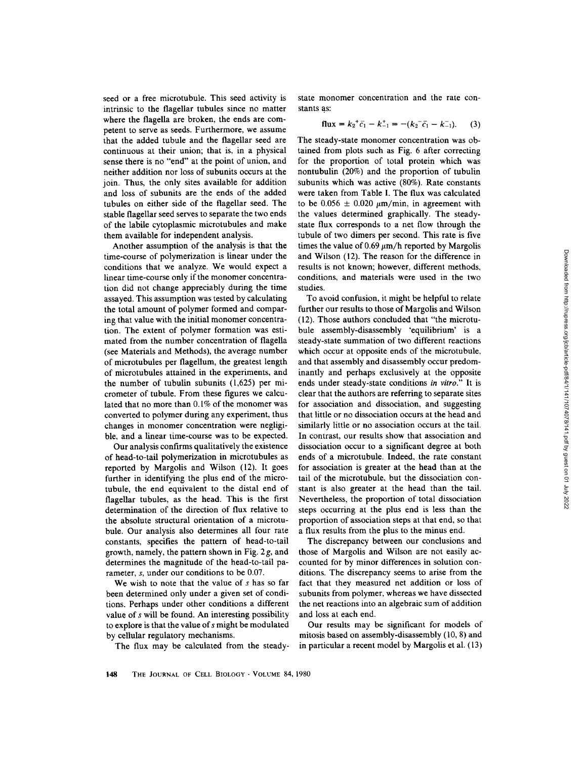seed or a free microtubule. This seed activity is intrinsic to the flagellar tubules since no matter where the flagella are broken, the ends are competent to serve as seeds. Furthermore, we assume that the added tubule and the flagellar seed are continuous at their union; that is, in a physical sense there is no "end" at the point of union, and neither addition nor loss of subunits occurs at the join. Thus, the only sites available for addition and loss of subunits are the ends of the added tubules on either side of the flagellar seed. The stable flagellar seed serves to separate the two ends of the labile cytoplasmic microtubules and make them available for independent analysis.

Another assumption of the analysis is that the time-course of polymerization is linear under the conditions that we analyze. We would expect a linear time-course only if the monomer concentration did not change appreciably during the time assayed. This assumption was tested by calculating the total amount of polymer formed and comparing that value with the initial monomer concentration. The extent of polymer formation was estimated from the number concentration of flagella (see Materials and Methods), the average number of microtubules per flagellum, the greatest length of microtubules attained in the experiments, and the number of tubulin subunits (1,625) per micrometer of tubule. From these figures we calculated that no more than 0.1% of the monomer was converted to polymer during any experiment, thus changes in monomer concentration were negligible, and a linear time-course was to be expected.

Our analysis confirms qualitatively the existence of head-to-tail polymerization in microtubules as reported by Margolis and Wilson (12). It goes further in identifying the plus end of the microtubule, the end equivalent to the distal end of flagellar tubules, as the head. This is the first determination of the direction of flux relative to the absolute structural orientation of a microtubule. Our analysis also determines all four rate constants, specifies the pattern of head-to-tail growth, namely, the pattern shown in Fig. 2*g*, and determines the magnitude of the head-to-tail parameter, *s*, under our conditions to be 0.07.

We wish to note that the value of *s* has so far been determined only under a given set of conditions. Perhaps under other conditions a different value of *s* will be found. An interesting possibility to explore is that the value of *s* might be modulated by cellular regulatory mechanisms.

The flux may be calculated from the steady-state monomer concentration and the rate constants as:

$$\text{flux} = k_2^+\bar{c}_1 - k_{-1}^+ = -(k_2^-\bar{c}_1 - k_{-1}^-). \quad (3)$$

The steady-state monomer concentration was obtained from plots such as Fig. 6 after correcting for the proportion of total protein which was nontubulin (20%) and the proportion of tubulin subunits which was active (80%). Rate constants were taken from Table I. The flux was calculated to be $0.056 \pm 0.020$ μm/min, in agreement with the values determined graphically. The steady-state flux corresponds to a net flow through the tubule of two dimers per second. This rate is five times the value of 0.69 μm/h reported by Margolis and Wilson (12). The reason for the difference in results is not known; however, different methods, conditions, and materials were used in the two studies.

To avoid confusion, it might be helpful to relate further our results to those of Margolis and Wilson (12). Those authors concluded that "the microtubule assembly-disassembly 'equilibrium' is a steady-state summation of two different reactions which occur at opposite ends of the microtubule, and that assembly and disassembly occur predominantly and perhaps exclusively at the opposite ends under steady-state conditions *in vitro*." It is clear that the authors are referring to separate sites for association and dissociation, and suggesting that little or no dissociation occurs at the head and similarly little or no association occurs at the tail. In contrast, our results show that association and dissociation occur to a significant degree at both ends of a microtubule. Indeed, the rate constant for association is greater at the head than at the tail of the microtubule, but the dissociation constant is also greater at the head than the tail. Nevertheless, the proportion of total dissociation steps occurring at the plus end is less than the proportion of association steps at that end, so that a flux results from the plus to the minus end.

The discrepancy between our conclusions and those of Margolis and Wilson are not easily accounted for by minor differences in solution conditions. The discrepancy seems to arise from the fact that they measured net addition or loss of subunits from polymer, whereas we have dissected the net reactions into an algebraic sum of addition and loss at each end.

Our results may be significant for models of mitosis based on assembly-disassembly (10, 8) and in particular a recent model by Margolis et al. (13)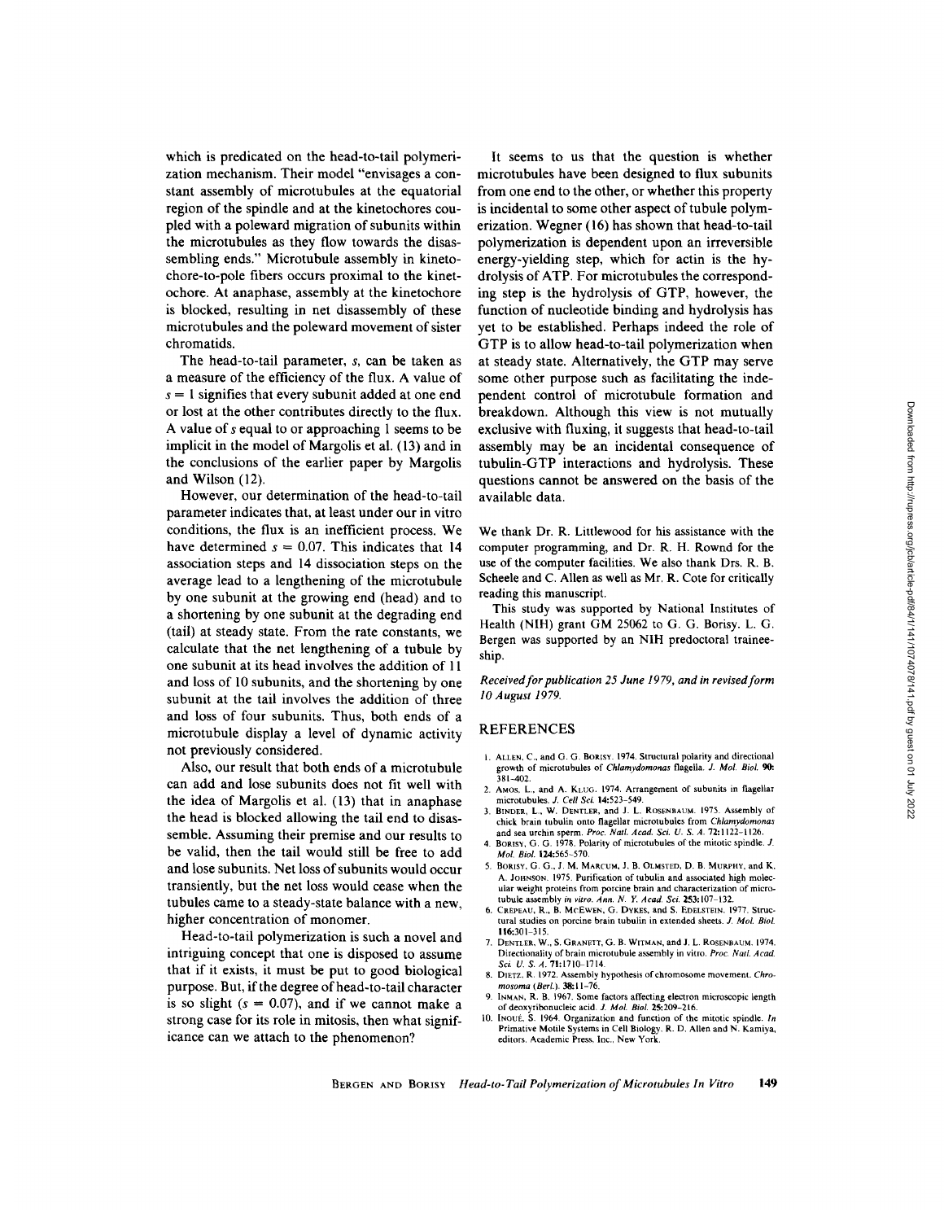which is predicated on the head-to-tail polymerization mechanism. Their model "envisages a constant assembly of microtubules at the equatorial region of the spindle and at the kinetochores coupled with a poleward migration of subunits within the microtubules as they flow towards the disassembling ends." Microtubule assembly in kinetochore-to-pole fibers occurs proximal to the kinetochore. At anaphase, assembly at the kinetochore is blocked, resulting in net disassembly of these microtubules and the poleward movement of sister chromatids.

The head-to-tail parameter, $s$, can be taken as a measure of the efficiency of the flux. A value of $s = 1$ signifies that every subunit added at one end or lost at the other contributes directly to the flux. A value of $s$ equal to or approaching 1 seems to be implicit in the model of Margolis et al. (13) and in the conclusions of the earlier paper by Margolis and Wilson (12).

However, our determination of the head-to-tail parameter indicates that, at least under our in vitro conditions, the flux is an inefficient process. We have determined $s = 0.07$. This indicates that 14 association steps and 14 dissociation steps on the average lead to a lengthening of the microtubule by one subunit at the growing end (head) and to a shortening by one subunit at the degrading end (tail) at steady state. From the rate constants, we calculate that the net lengthening of a tubule by one subunit at its head involves the addition of 11 and loss of 10 subunits, and the shortening by one subunit at the tail involves the addition of three and loss of four subunits. Thus, both ends of a microtubule display a level of dynamic activity not previously considered.

Also, our result that both ends of a microtubule can add and lose subunits does not fit well with the idea of Margolis et al. (13) that in anaphase the head is blocked allowing the tail end to disassemble. Assuming their premise and our results to be valid, then the tail would still be free to add and lose subunits. Net loss of subunits would occur transiently, but the net loss would cease when the tubules came to a steady-state balance with a new, higher concentration of monomer.

Head-to-tail polymerization is such a novel and intriguing concept that one is disposed to assume that if it exists, it must be put to good biological purpose. But, if the degree of head-to-tail character is so slight ($s = 0.07$), and if we cannot make a strong case for its role in mitosis, then what significance can we attach to the phenomenon?

It seems to us that the question is whether microtubules have been designed to flux subunits from one end to the other, or whether this property is incidental to some other aspect of tubule polymerization. Wegner (16) has shown that head-to-tail polymerization is dependent upon an irreversible energy-yielding step, which for actin is the hydrolysis of ATP. For microtubules the corresponding step is the hydrolysis of GTP, however, the function of nucleotide binding and hydrolysis has yet to be established. Perhaps indeed the role of GTP is to allow head-to-tail polymerization when at steady state. Alternatively, the GTP may serve some other purpose such as facilitating the independent control of microtubule formation and breakdown. Although this view is not mutually exclusive with fluxing, it suggests that head-to-tail assembly may be an incidental consequence of tubulin-GTP interactions and hydrolysis. These questions cannot be answered on the basis of the available data.

We thank Dr. R. Littlewood for his assistance with the computer programming, and Dr. R. H. Rownd for the use of the computer facilities. We also thank Drs. R. B. Scheele and C. Allen as well as Mr. R. Cote for critically reading this manuscript.

This study was supported by National Institutes of Health (NIH) grant GM 25062 to G. G. Borisy. L. G. Bergen was supported by an NIH predoctoral traineeship.

*Received for publication 25 June 1979, and in revised form 10 August 1979.*

## REFERENCES

1. Allen, C., and G. G. Borisy. 1974. Structural polarity and directional growth of microtubules of *Chlamydomonas* flagella. *J. Mol. Biol.* **90:** 381–402.
2. Amos, L., and A. Klug. 1974. Arrangement of subunits in flagellar microtubules. *J. Cell Sci.* **14:**523–549.
3. Binder, L., W. Dentler, and J. L. Rosenbaum. 1975. Assembly of chick brain tubulin onto flagellar microtubules from *Chlamydomonas* and sea urchin sperm. *Proc. Natl. Acad. Sci. U. S. A.* **72:**1122–1126.
4. Borisy, G. G. 1978. Polarity of microtubules of the mitotic spindle. *J. Mol. Biol.* **124:**565–570.
5. Borisy, G. G., J. M. Marcum, J. B. Olmsted, D. B. Murphy, and K. A. Johnson. 1975. Purification of tubulin and associated high molecular weight proteins from porcine brain and characterization of microtubule assembly *in vitro*. *Ann. N. Y. Acad. Sci.* **253:**107–132.
6. Crepeau, R., B. McEwen, G. Dykes, and S. Edelstein. 1977. Structural studies on porcine brain tubulin in extended sheets. *J. Mol. Biol.* **116:**301–315.
7. Dentler, W., S. Granett, G. B. Witman, and J. L. Rosenbaum. 1974. Directionality of brain microtubule assembly in vitro. *Proc. Natl. Acad. Sci. U. S. A.* **71:**1710–1714.
8. Dietz, R. 1972. Assembly hypothesis of chromosome movement. *Chromosoma (Berl.).* **38:**11–76.
9. Inman, R. B. 1967. Some factors affecting electron microscopic length of deoxyribonucleic acid. *J. Mol. Biol.* **25:**209–216.
10. Inoué, S. 1964. Organization and function of the mitotic spindle. *In* Primative Motile Systems in Cell Biology. R. D. Allen and N. Kamiya, editors. Academic Press, Inc., New York.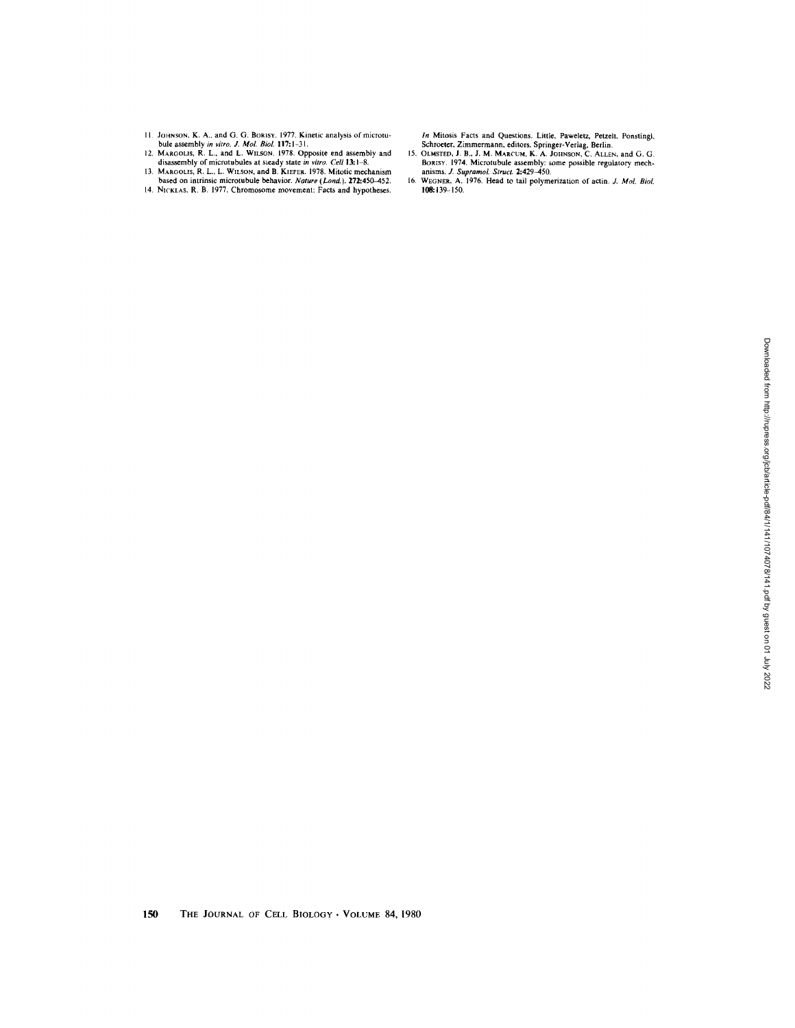11. JOHNSON, K. A., and G. G. BORISY. 1977. Kinetic analysis of microtubule assembly *in vitro*. *J. Mol. Biol.* **117**:1–31.
12. MARGOLIS, R. L., and L. WILSON. 1978. Opposite end assembly and disassembly of microtubules at steady state *in vitro*. *Cell* **13**:1–8.
13. MARGOLIS, R. L., L. WILSON, and B. KIEFER. 1978. Mitotic mechanism based on intrinsic microtubule behavior. *Nature (Lond.)*. **272**:450–452.
14. NICKLAS, R. B. 1977. Chromosome movement: Facts and hypotheses. *In* Mitosis Facts and Questions. Little, Paweletz, Petzelt, Ponstingl, Schroeter, Zimmermann, editors. Springer-Verlag, Berlin.
15. OLMSTED, J. B., J. M. MARCUM, K. A. JOHNSON, C. ALLEN, and G. G. BORISY. 1974. Microtubule assembly: some possible regulatory mechanisms. *J. Supramol. Struct.* **2**:429–450.
16. WEGNER, A. 1976. Head to tail polymerization of actin. *J. Mol. Biol.* **108**:139–150.